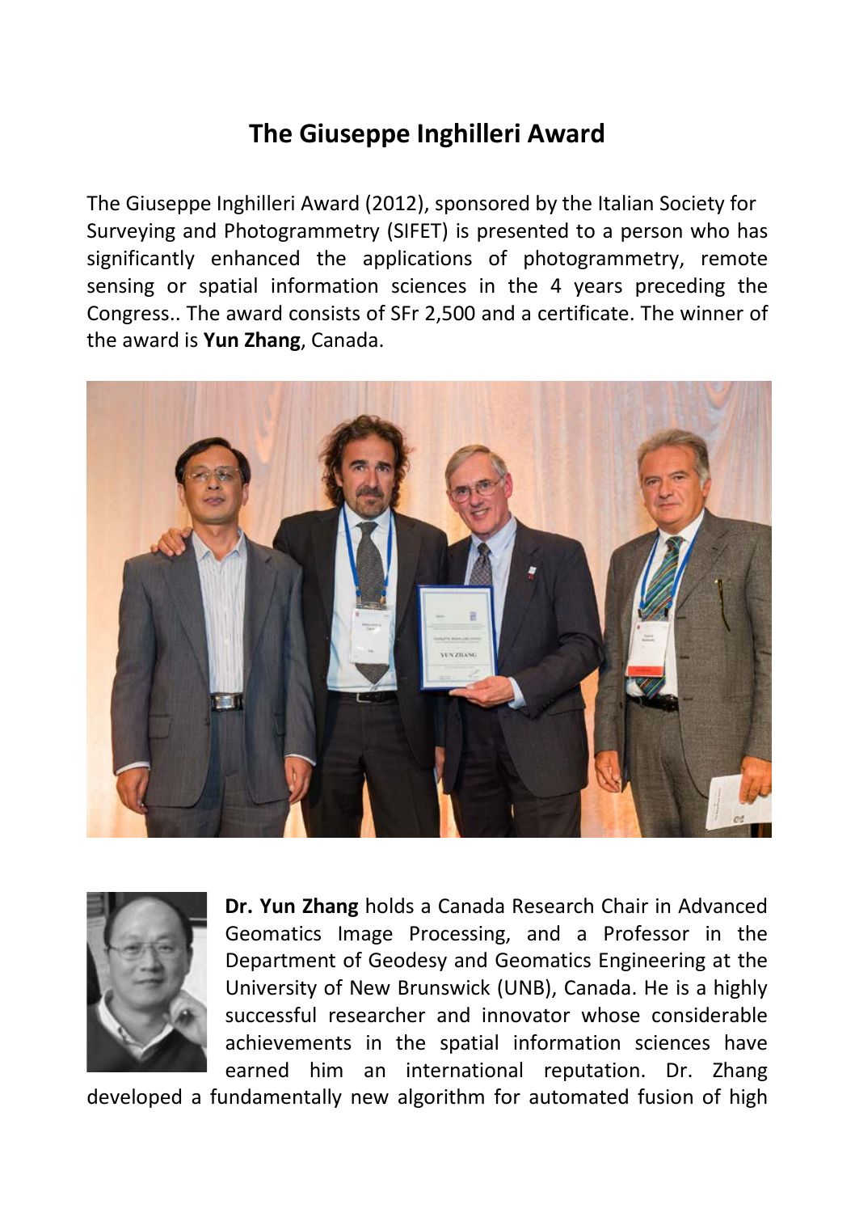# The Giuseppe Inghilleri Award

The Giuseppe Inghilleri Award (2012), sponsored by the Italian Society for Surveying and Photogrammetry (SIFET) is presented to a person who has significantly enhanced the applications of photogrammetry, remote sensing or spatial information sciences in the 4 years preceding the Congress.. The award consists of SFr 2,500 and a certificate. The winner of the award is **Yun Zhang**, Canada.

**Dr. Yun Zhang** holds a Canada Research Chair in Advanced Geomatics Image Processing, and a Professor in the Department of Geodesy and Geomatics Engineering at the University of New Brunswick (UNB), Canada. He is a highly successful researcher and innovator whose considerable achievements in the spatial information sciences have earned him an international reputation. Dr. Zhang developed a fundamentally new algorithm for automated fusion of high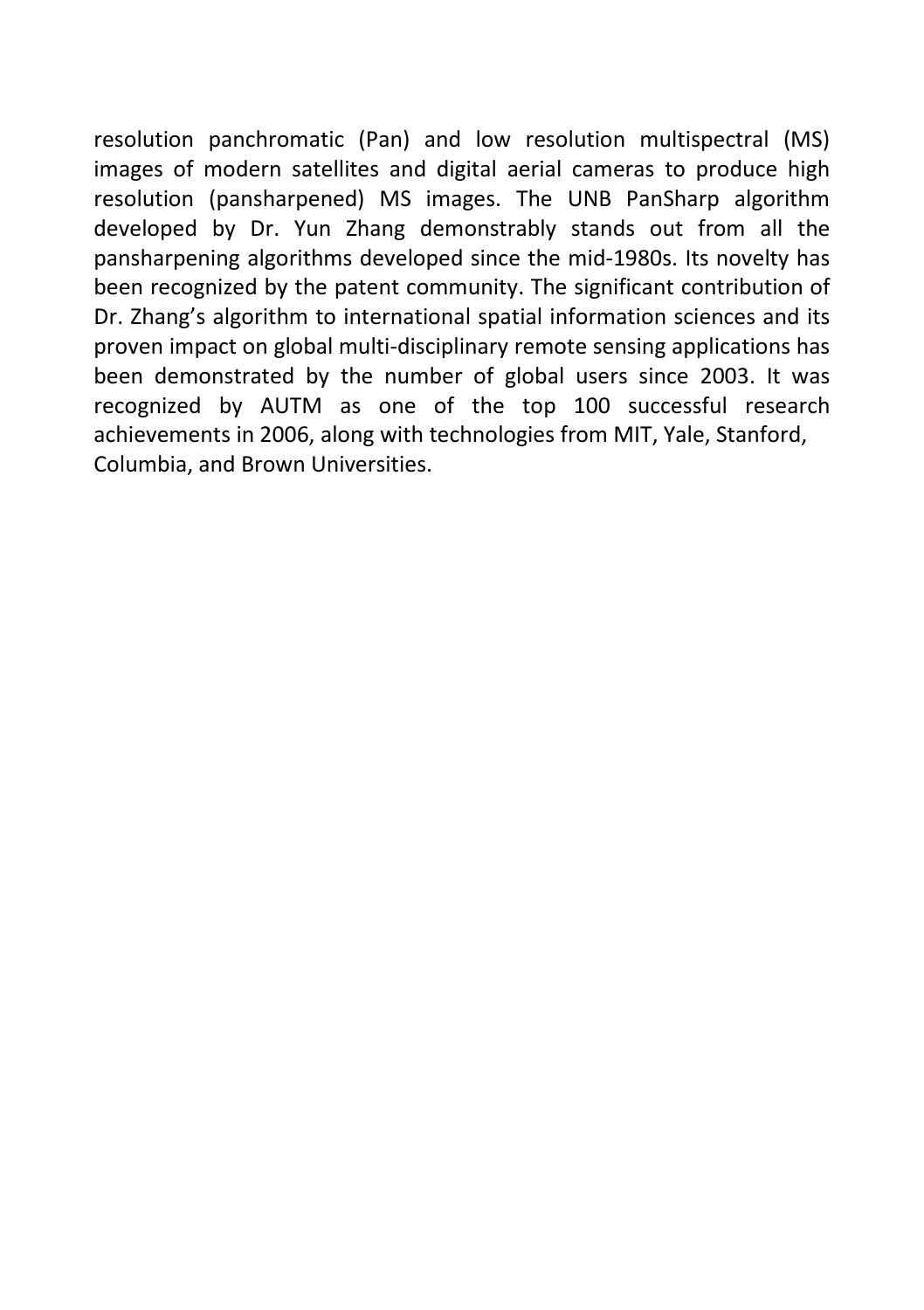resolution panchromatic (Pan) and low resolution multispectral (MS) images of modern satellites and digital aerial cameras to produce high resolution (pansharpened) MS images. The UNB PanSharp algorithm developed by Dr. Yun Zhang demonstrably stands out from all the pansharpening algorithms developed since the mid-1980s. Its novelty has been recognized by the patent community. The significant contribution of Dr. Zhang's algorithm to international spatial information sciences and its proven impact on global multi-disciplinary remote sensing applications has been demonstrated by the number of global users since 2003. It was recognized by AUTM as one of the top 100 successful research achievements in 2006, along with technologies from MIT, Yale, Stanford, Columbia, and Brown Universities.